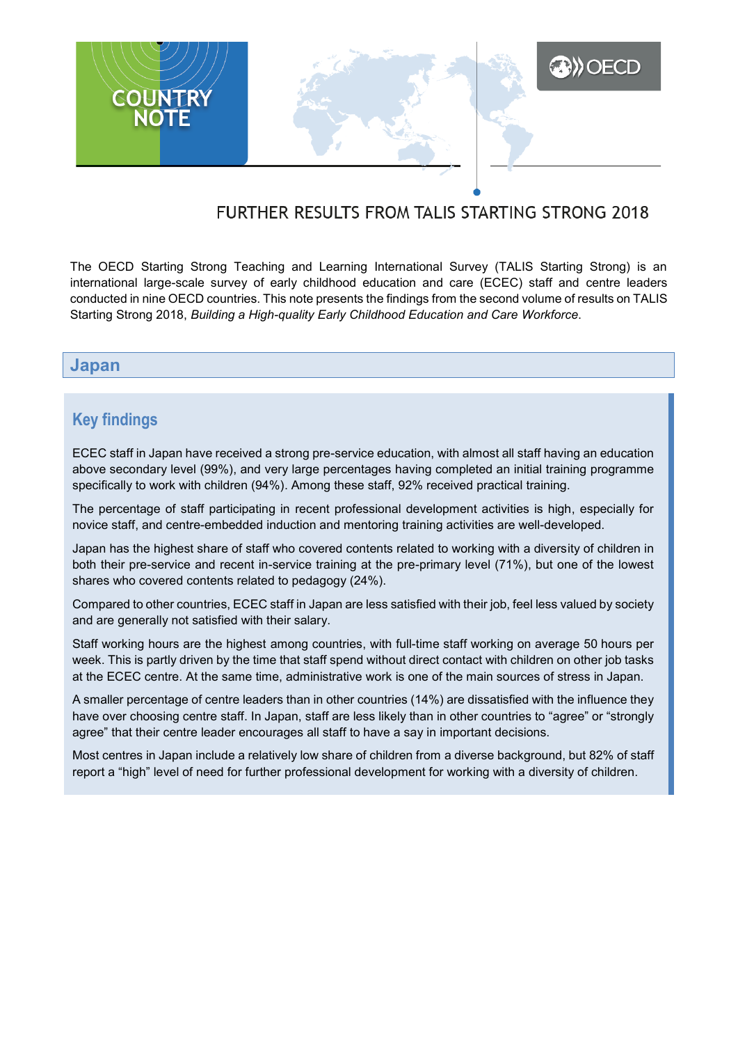COUNTRY NOTE

# FURTHER RESULTS FROM TALIS STARTING STRONG 2018

The OECD Starting Strong Teaching and Learning International Survey (TALIS Starting Strong) is an international large-scale survey of early childhood education and care (ECEC) staff and centre leaders conducted in nine OECD countries. This note presents the findings from the second volume of results on TALIS Starting Strong 2018, *Building a High-quality Early Childhood Education and Care Workforce*.

## Japan

### Key findings

ECEC staff in Japan have received a strong pre-service education, with almost all staff having an education above secondary level (99%), and very large percentages having completed an initial training programme specifically to work with children (94%). Among these staff, 92% received practical training.

The percentage of staff participating in recent professional development activities is high, especially for novice staff, and centre-embedded induction and mentoring training activities are well-developed.

Japan has the highest share of staff who covered contents related to working with a diversity of children in both their pre-service and recent in-service training at the pre-primary level (71%), but one of the lowest shares who covered contents related to pedagogy (24%).

Compared to other countries, ECEC staff in Japan are less satisfied with their job, feel less valued by society and are generally not satisfied with their salary.

Staff working hours are the highest among countries, with full-time staff working on average 50 hours per week. This is partly driven by the time that staff spend without direct contact with children on other job tasks at the ECEC centre. At the same time, administrative work is one of the main sources of stress in Japan.

A smaller percentage of centre leaders than in other countries (14%) are dissatisfied with the influence they have over choosing centre staff. In Japan, staff are less likely than in other countries to "agree" or "strongly agree" that their centre leader encourages all staff to have a say in important decisions.

Most centres in Japan include a relatively low share of children from a diverse background, but 82% of staff report a "high" level of need for further professional development for working with a diversity of children.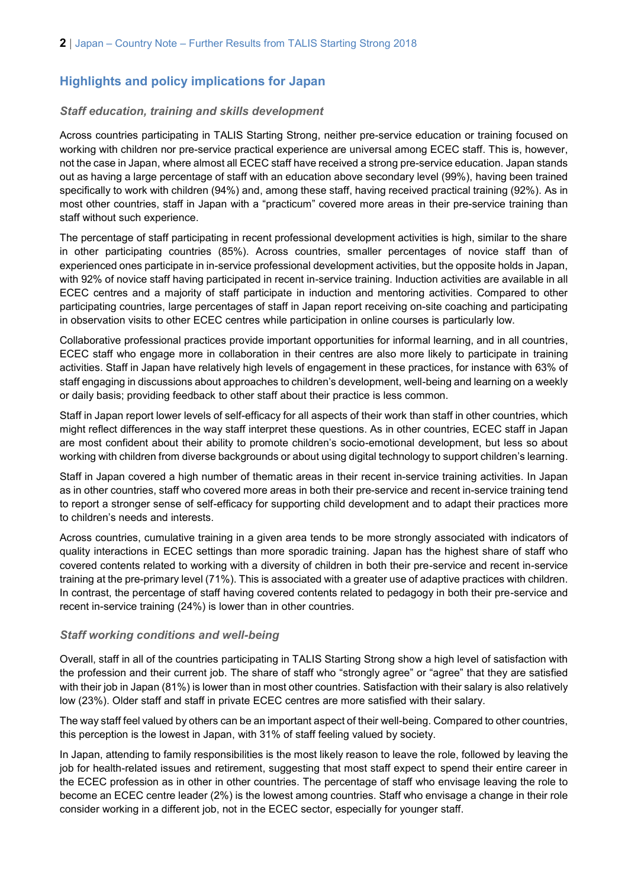## Highlights and policy implications for Japan

### *Staff education, training and skills development*

Across countries participating in TALIS Starting Strong, neither pre-service education or training focused on working with children nor pre-service practical experience are universal among ECEC staff. This is, however, not the case in Japan, where almost all ECEC staff have received a strong pre-service education. Japan stands out as having a large percentage of staff with an education above secondary level (99%), having been trained specifically to work with children (94%) and, among these staff, having received practical training (92%). As in most other countries, staff in Japan with a "practicum" covered more areas in their pre-service training than staff without such experience.

The percentage of staff participating in recent professional development activities is high, similar to the share in other participating countries (85%). Across countries, smaller percentages of novice staff than of experienced ones participate in in-service professional development activities, but the opposite holds in Japan, with 92% of novice staff having participated in recent in-service training. Induction activities are available in all ECEC centres and a majority of staff participate in induction and mentoring activities. Compared to other participating countries, large percentages of staff in Japan report receiving on-site coaching and participating in observation visits to other ECEC centres while participation in online courses is particularly low.

Collaborative professional practices provide important opportunities for informal learning, and in all countries, ECEC staff who engage more in collaboration in their centres are also more likely to participate in training activities. Staff in Japan have relatively high levels of engagement in these practices, for instance with 63% of staff engaging in discussions about approaches to children's development, well-being and learning on a weekly or daily basis; providing feedback to other staff about their practice is less common.

Staff in Japan report lower levels of self-efficacy for all aspects of their work than staff in other countries, which might reflect differences in the way staff interpret these questions. As in other countries, ECEC staff in Japan are most confident about their ability to promote children's socio-emotional development, but less so about working with children from diverse backgrounds or about using digital technology to support children's learning.

Staff in Japan covered a high number of thematic areas in their recent in-service training activities. In Japan as in other countries, staff who covered more areas in both their pre-service and recent in-service training tend to report a stronger sense of self-efficacy for supporting child development and to adapt their practices more to children's needs and interests.

Across countries, cumulative training in a given area tends to be more strongly associated with indicators of quality interactions in ECEC settings than more sporadic training. Japan has the highest share of staff who covered contents related to working with a diversity of children in both their pre-service and recent in-service training at the pre-primary level (71%). This is associated with a greater use of adaptive practices with children. In contrast, the percentage of staff having covered contents related to pedagogy in both their pre-service and recent in-service training (24%) is lower than in other countries.

### *Staff working conditions and well-being*

Overall, staff in all of the countries participating in TALIS Starting Strong show a high level of satisfaction with the profession and their current job. The share of staff who "strongly agree" or "agree" that they are satisfied with their job in Japan (81%) is lower than in most other countries. Satisfaction with their salary is also relatively low (23%). Older staff and staff in private ECEC centres are more satisfied with their salary.

The way staff feel valued by others can be an important aspect of their well-being. Compared to other countries, this perception is the lowest in Japan, with 31% of staff feeling valued by society.

In Japan, attending to family responsibilities is the most likely reason to leave the role, followed by leaving the job for health-related issues and retirement, suggesting that most staff expect to spend their entire career in the ECEC profession as in other in other countries. The percentage of staff who envisage leaving the role to become an ECEC centre leader (2%) is the lowest among countries. Staff who envisage a change in their role consider working in a different job, not in the ECEC sector, especially for younger staff.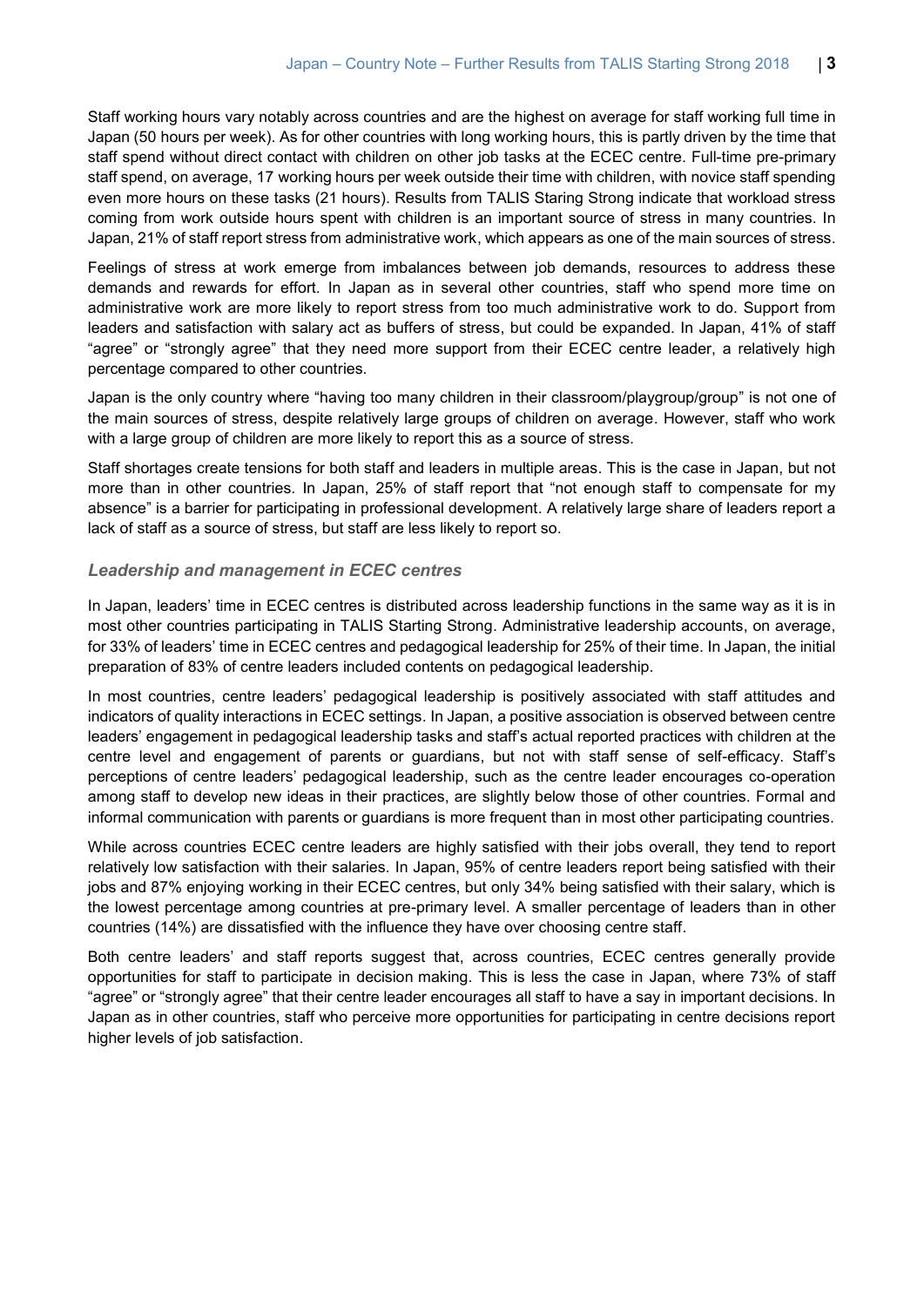Staff working hours vary notably across countries and are the highest on average for staff working full time in Japan (50 hours per week). As for other countries with long working hours, this is partly driven by the time that staff spend without direct contact with children on other job tasks at the ECEC centre. Full-time pre-primary staff spend, on average, 17 working hours per week outside their time with children, with novice staff spending even more hours on these tasks (21 hours). Results from TALIS Staring Strong indicate that workload stress coming from work outside hours spent with children is an important source of stress in many countries. In Japan, 21% of staff report stress from administrative work, which appears as one of the main sources of stress.

Feelings of stress at work emerge from imbalances between job demands, resources to address these demands and rewards for effort. In Japan as in several other countries, staff who spend more time on administrative work are more likely to report stress from too much administrative work to do. Support from leaders and satisfaction with salary act as buffers of stress, but could be expanded. In Japan, 41% of staff "agree" or "strongly agree" that they need more support from their ECEC centre leader, a relatively high percentage compared to other countries.

Japan is the only country where "having too many children in their classroom/playgroup/group" is not one of the main sources of stress, despite relatively large groups of children on average. However, staff who work with a large group of children are more likely to report this as a source of stress.

Staff shortages create tensions for both staff and leaders in multiple areas. This is the case in Japan, but not more than in other countries. In Japan, 25% of staff report that "not enough staff to compensate for my absence" is a barrier for participating in professional development. A relatively large share of leaders report a lack of staff as a source of stress, but staff are less likely to report so.

### *Leadership and management in ECEC centres*

In Japan, leaders' time in ECEC centres is distributed across leadership functions in the same way as it is in most other countries participating in TALIS Starting Strong. Administrative leadership accounts, on average, for 33% of leaders' time in ECEC centres and pedagogical leadership for 25% of their time. In Japan, the initial preparation of 83% of centre leaders included contents on pedagogical leadership.

In most countries, centre leaders' pedagogical leadership is positively associated with staff attitudes and indicators of quality interactions in ECEC settings. In Japan, a positive association is observed between centre leaders' engagement in pedagogical leadership tasks and staff's actual reported practices with children at the centre level and engagement of parents or guardians, but not with staff sense of self-efficacy. Staff's perceptions of centre leaders' pedagogical leadership, such as the centre leader encourages co-operation among staff to develop new ideas in their practices, are slightly below those of other countries. Formal and informal communication with parents or guardians is more frequent than in most other participating countries.

While across countries ECEC centre leaders are highly satisfied with their jobs overall, they tend to report relatively low satisfaction with their salaries. In Japan, 95% of centre leaders report being satisfied with their jobs and 87% enjoying working in their ECEC centres, but only 34% being satisfied with their salary, which is the lowest percentage among countries at pre-primary level. A smaller percentage of leaders than in other countries (14%) are dissatisfied with the influence they have over choosing centre staff.

Both centre leaders' and staff reports suggest that, across countries, ECEC centres generally provide opportunities for staff to participate in decision making. This is less the case in Japan, where 73% of staff "agree" or "strongly agree" that their centre leader encourages all staff to have a say in important decisions. In Japan as in other countries, staff who perceive more opportunities for participating in centre decisions report higher levels of job satisfaction.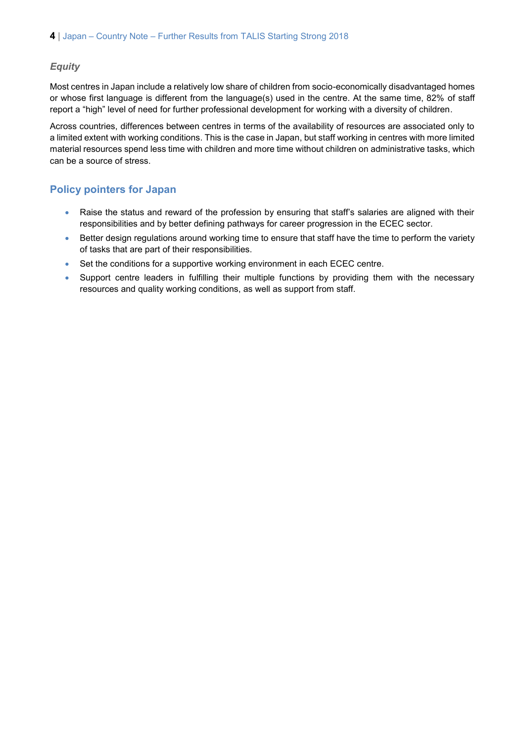### *Equity*

Most centres in Japan include a relatively low share of children from socio-economically disadvantaged homes or whose first language is different from the language(s) used in the centre. At the same time, 82% of staff report a "high" level of need for further professional development for working with a diversity of children.

Across countries, differences between centres in terms of the availability of resources are associated only to a limited extent with working conditions. This is the case in Japan, but staff working in centres with more limited material resources spend less time with children and more time without children on administrative tasks, which can be a source of stress.

## Policy pointers for Japan

- Raise the status and reward of the profession by ensuring that staff's salaries are aligned with their responsibilities and by better defining pathways for career progression in the ECEC sector.
- Better design regulations around working time to ensure that staff have the time to perform the variety of tasks that are part of their responsibilities.
- Set the conditions for a supportive working environment in each ECEC centre.
- Support centre leaders in fulfilling their multiple functions by providing them with the necessary resources and quality working conditions, as well as support from staff.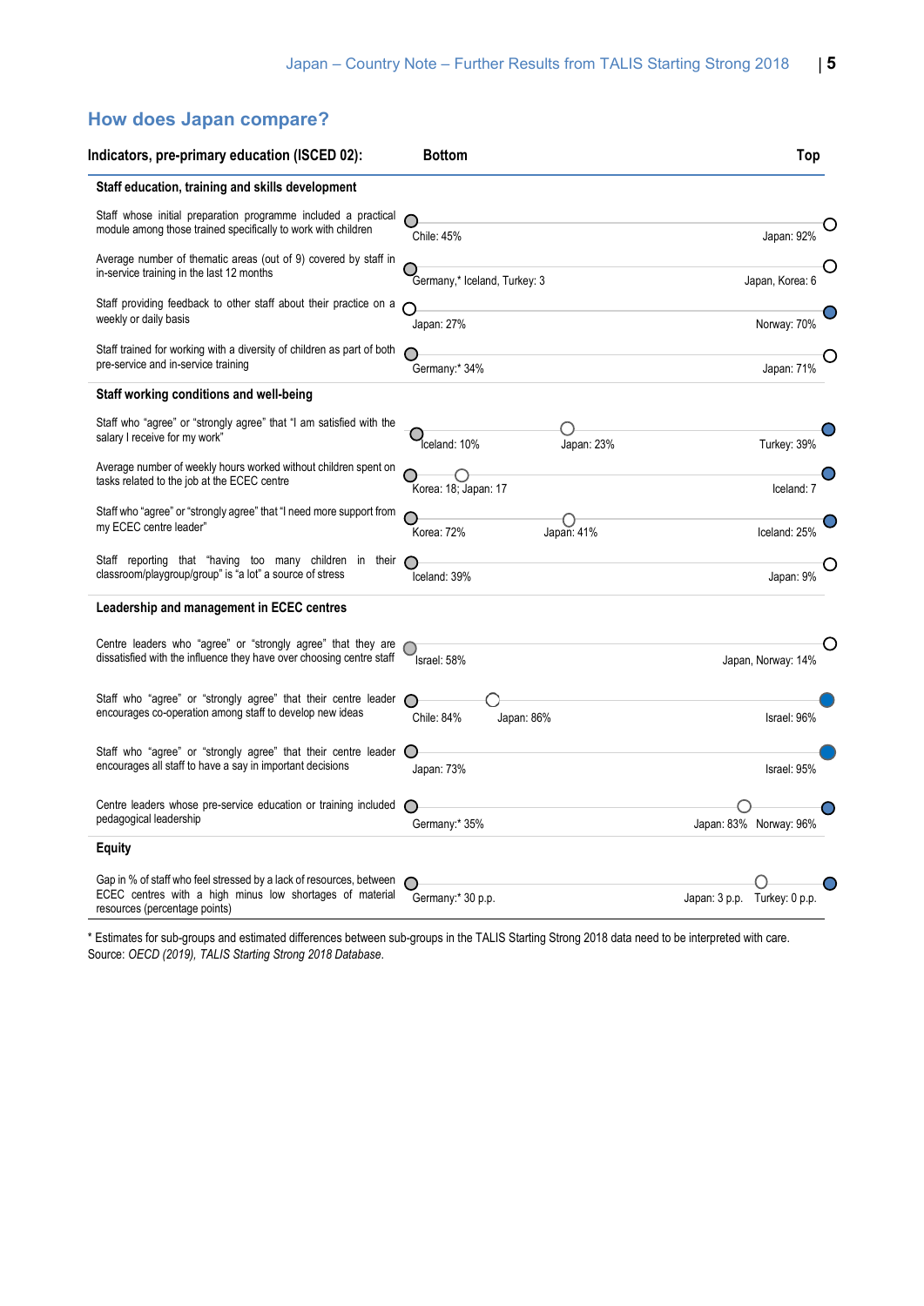## How does Japan compare?

| Indicators, pre-primary education (ISCED 02): | Bottom | | Top |
|---|---|---|---|
| **Staff education, training and skills development** | | | |
| Staff whose initial preparation programme included a practical module among those trained specifically to work with children | Chile: 45% | | Japan: 92% |
| Average number of thematic areas (out of 9) covered by staff in in-service training in the last 12 months | Germany,* Iceland, Turkey: 3 | | Japan, Korea: 6 |
| Staff providing feedback to other staff about their practice on a weekly or daily basis | Japan: 27% | | Norway: 70% |
| Staff trained for working with a diversity of children as part of both pre-service and in-service training | Germany:* 34% | | Japan: 71% |
| **Staff working conditions and well-being** | | | |
| Staff who "agree" or "strongly agree" that "I am satisfied with the salary I receive for my work" | Iceland: 10% | Japan: 23% | Turkey: 39% |
| Average number of weekly hours worked without children spent on tasks related to the job at the ECEC centre | Korea: 18; Japan: 17 | | Iceland: 7 |
| Staff who "agree" or "strongly agree" that "I need more support from my ECEC centre leader" | Korea: 72% | Japan: 41% | Iceland: 25% |
| Staff reporting that "having too many children in their classroom/playgroup/group" is "a lot" a source of stress | Iceland: 39% | | Japan: 9% |
| **Leadership and management in ECEC centres** | | | |
| Centre leaders who "agree" or "strongly agree" that they are dissatisfied with the influence they have over choosing centre staff | Israel: 58% | | Japan, Norway: 14% |
| Staff who "agree" or "strongly agree" that their centre leader encourages co-operation among staff to develop new ideas | Chile: 84% | Japan: 86% | Israel: 96% |
| Staff who "agree" or "strongly agree" that their centre leader encourages all staff to have a say in important decisions | Japan: 73% | | Israel: 95% |
| Centre leaders whose pre-service education or training included pedagogical leadership | Germany:* 35% | Japan: 83% | Norway: 96% |
| **Equity** | | | |
| Gap in % of staff who feel stressed by a lack of resources, between ECEC centres with a high minus low shortages of material resources (percentage points) | Germany:* 30 p.p. | Japan: 3 p.p. | Turkey: 0 p.p. |

\* Estimates for sub-groups and estimated differences between sub-groups in the TALIS Starting Strong 2018 data need to be interpreted with care.
Source: *OECD (2019), TALIS Starting Strong 2018 Database.*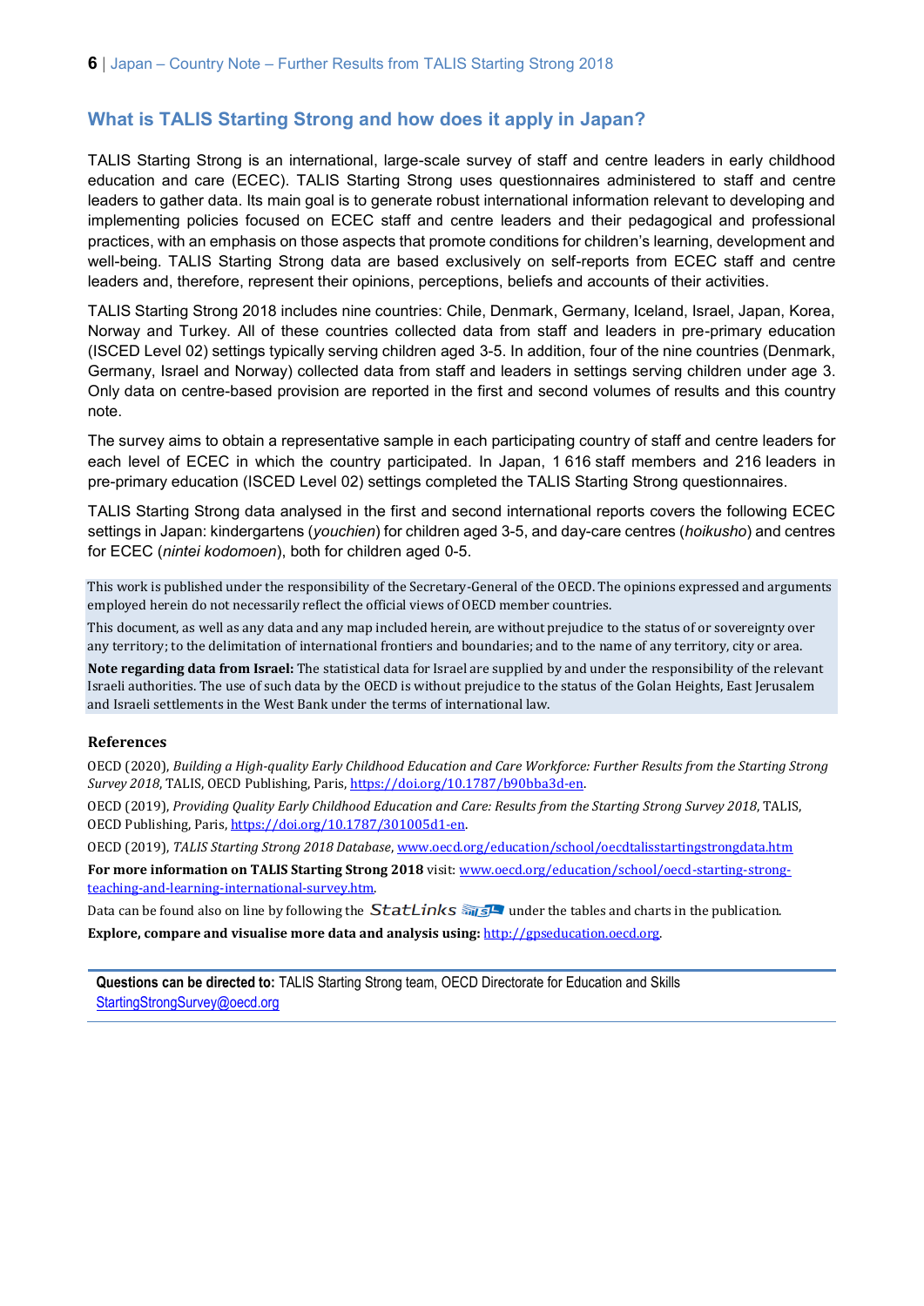## What is TALIS Starting Strong and how does it apply in Japan?

TALIS Starting Strong is an international, large-scale survey of staff and centre leaders in early childhood education and care (ECEC). TALIS Starting Strong uses questionnaires administered to staff and centre leaders to gather data. Its main goal is to generate robust international information relevant to developing and implementing policies focused on ECEC staff and centre leaders and their pedagogical and professional practices, with an emphasis on those aspects that promote conditions for children's learning, development and well-being. TALIS Starting Strong data are based exclusively on self-reports from ECEC staff and centre leaders and, therefore, represent their opinions, perceptions, beliefs and accounts of their activities.

TALIS Starting Strong 2018 includes nine countries: Chile, Denmark, Germany, Iceland, Israel, Japan, Korea, Norway and Turkey. All of these countries collected data from staff and leaders in pre-primary education (ISCED Level 02) settings typically serving children aged 3-5. In addition, four of the nine countries (Denmark, Germany, Israel and Norway) collected data from staff and leaders in settings serving children under age 3. Only data on centre-based provision are reported in the first and second volumes of results and this country note.

The survey aims to obtain a representative sample in each participating country of staff and centre leaders for each level of ECEC in which the country participated. In Japan, 1 616 staff members and 216 leaders in pre-primary education (ISCED Level 02) settings completed the TALIS Starting Strong questionnaires.

TALIS Starting Strong data analysed in the first and second international reports covers the following ECEC settings in Japan: kindergartens (*youchien*) for children aged 3-5, and day-care centres (*hoikusho*) and centres for ECEC (*nintei kodomoen*), both for children aged 0-5.

This work is published under the responsibility of the Secretary-General of the OECD. The opinions expressed and arguments employed herein do not necessarily reflect the official views of OECD member countries.

This document, as well as any data and any map included herein, are without prejudice to the status of or sovereignty over any territory; to the delimitation of international frontiers and boundaries; and to the name of any territory, city or area.

**Note regarding data from Israel:** The statistical data for Israel are supplied by and under the responsibility of the relevant Israeli authorities. The use of such data by the OECD is without prejudice to the status of the Golan Heights, East Jerusalem and Israeli settlements in the West Bank under the terms of international law.

### References

OECD (2020), *Building a High-quality Early Childhood Education and Care Workforce: Further Results from the Starting Strong Survey 2018*, TALIS, OECD Publishing, Paris, https://doi.org/10.1787/b90bba3d-en.

OECD (2019), *Providing Quality Early Childhood Education and Care: Results from the Starting Strong Survey 2018*, TALIS, OECD Publishing, Paris, https://doi.org/10.1787/301005d1-en.

OECD (2019), *TALIS Starting Strong 2018 Database*, www.oecd.org/education/school/oecdtalisstartingstrongdata.htm

**For more information on TALIS Starting Strong 2018** visit: www.oecd.org/education/school/oecd-starting-strong-teaching-and-learning-international-survey.htm.

Data can be found also on line by following the StatLinks under the tables and charts in the publication.

**Explore, compare and visualise more data and analysis using:** http://gpseducation.oecd.org.

**Questions can be directed to:** TALIS Starting Strong team, OECD Directorate for Education and Skills
StartingStrongSurvey@oecd.org